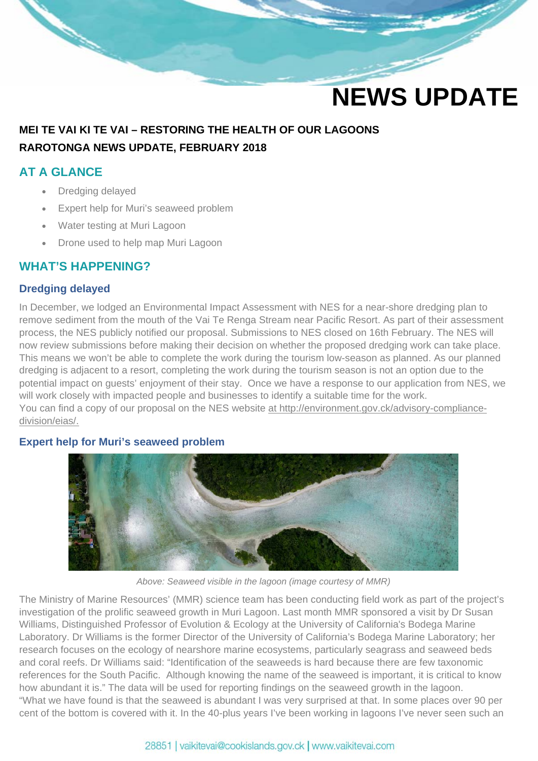# NEWS UPDATE

## MEI TE VAI KI TE VAI – RESTORING THE HEALTH OF OUR LAGOONS

## RAROTONGA NEWS UPDATE, FEBRUARY 2018

## AT A GLANCE

- Dredging delayed
- Expert help for Muri's seaweed problem
- Water testing at Muri Lagoon
- Drone used to help map Muri Lagoon

## WHAT'S HAPPENING?

### Dredging delayed

In December, we lodged an Environmental Impact Assessment with NES for a near-shore dredging plan to remove sediment from the mouth of the Vai Te Renga Stream near Pacific Resort. As part of their assessment process, the NES publicly notified our proposal. Submissions to NES closed on 16th February. The NES will now review submissions before making their decision on whether the proposed dredging work can take place. This means we won't be able to complete the work during the tourism low-season as planned. As our planned dredging is adjacent to a resort, completing the work during the tourism season is not an option due to the potential impact on guests' enjoyment of their stay. Once we have a response to our application from NES, we will work closely with impacted people and businesses to identify a suitable time for the work.
You can find a copy of our proposal on the NES website at http://environment.gov.ck/advisory-compliance-division/eias/.

### Expert help for Muri's seaweed problem

*Above: Seaweed visible in the lagoon (image courtesy of MMR)*

The Ministry of Marine Resources' (MMR) science team has been conducting field work as part of the project's investigation of the prolific seaweed growth in Muri Lagoon. Last month MMR sponsored a visit by Dr Susan Williams, Distinguished Professor of Evolution & Ecology at the University of California's Bodega Marine Laboratory. Dr Williams is the former Director of the University of California's Bodega Marine Laboratory; her research focuses on the ecology of nearshore marine ecosystems, particularly seagrass and seaweed beds and coral reefs. Dr Williams said: "Identification of the seaweeds is hard because there are few taxonomic references for the South Pacific. Although knowing the name of the seaweed is important, it is critical to know how abundant it is." The data will be used for reporting findings on the seaweed growth in the lagoon.
"What we have found is that the seaweed is abundant I was very surprised at that. In some places over 90 per cent of the bottom is covered with it. In the 40-plus years I've been working in lagoons I've never seen such an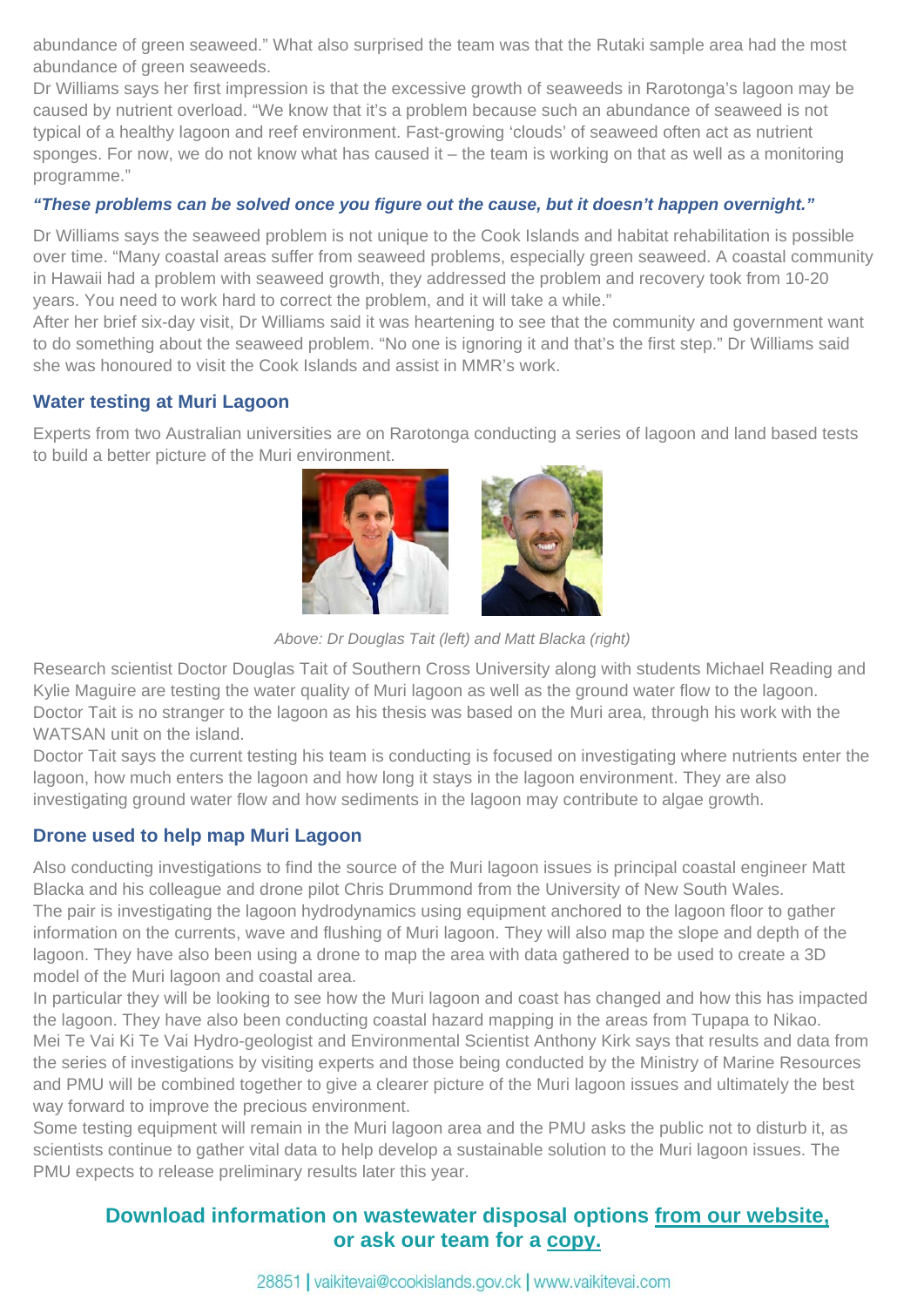abundance of green seaweed." What also surprised the team was that the Rutaki sample area had the most abundance of green seaweeds.

Dr Williams says her first impression is that the excessive growth of seaweeds in Rarotonga's lagoon may be caused by nutrient overload. "We know that it's a problem because such an abundance of seaweed is not typical of a healthy lagoon and reef environment. Fast-growing 'clouds' of seaweed often act as nutrient sponges. For now, we do not know what has caused it – the team is working on that as well as a monitoring programme."

***"These problems can be solved once you figure out the cause, but it doesn't happen overnight."***

Dr Williams says the seaweed problem is not unique to the Cook Islands and habitat rehabilitation is possible over time. "Many coastal areas suffer from seaweed problems, especially green seaweed. A coastal community in Hawaii had a problem with seaweed growth, they addressed the problem and recovery took from 10-20 years. You need to work hard to correct the problem, and it will take a while."

After her brief six-day visit, Dr Williams said it was heartening to see that the community and government want to do something about the seaweed problem. "No one is ignoring it and that's the first step." Dr Williams said she was honoured to visit the Cook Islands and assist in MMR's work.

## Water testing at Muri Lagoon

Experts from two Australian universities are on Rarotonga conducting a series of lagoon and land based tests to build a better picture of the Muri environment.

*Above: Dr Douglas Tait (left) and Matt Blacka (right)*

Research scientist Doctor Douglas Tait of Southern Cross University along with students Michael Reading and Kylie Maguire are testing the water quality of Muri lagoon as well as the ground water flow to the lagoon. Doctor Tait is no stranger to the lagoon as his thesis was based on the Muri area, through his work with the WATSAN unit on the island.

Doctor Tait says the current testing his team is conducting is focused on investigating where nutrients enter the lagoon, how much enters the lagoon and how long it stays in the lagoon environment. They are also investigating ground water flow and how sediments in the lagoon may contribute to algae growth.

## Drone used to help map Muri Lagoon

Also conducting investigations to find the source of the Muri lagoon issues is principal coastal engineer Matt Blacka and his colleague and drone pilot Chris Drummond from the University of New South Wales.

The pair is investigating the lagoon hydrodynamics using equipment anchored to the lagoon floor to gather information on the currents, wave and flushing of Muri lagoon. They will also map the slope and depth of the lagoon. They have also been using a drone to map the area with data gathered to be used to create a 3D model of the Muri lagoon and coastal area.

In particular they will be looking to see how the Muri lagoon and coast has changed and how this has impacted the lagoon. They have also been conducting coastal hazard mapping in the areas from Tupapa to Nikao.

Mei Te Vai Ki Te Vai Hydro-geologist and Environmental Scientist Anthony Kirk says that results and data from the series of investigations by visiting experts and those being conducted by the Ministry of Marine Resources and PMU will be combined together to give a clearer picture of the Muri lagoon issues and ultimately the best way forward to improve the precious environment.

Some testing equipment will remain in the Muri lagoon area and the PMU asks the public not to disturb it, as scientists continue to gather vital data to help develop a sustainable solution to the Muri lagoon issues. The PMU expects to release preliminary results later this year.

**Download information on wastewater disposal options from our website, or ask our team for a copy.**

28851 | vaikitevai@cookislands.gov.ck | www.vaikitevai.com